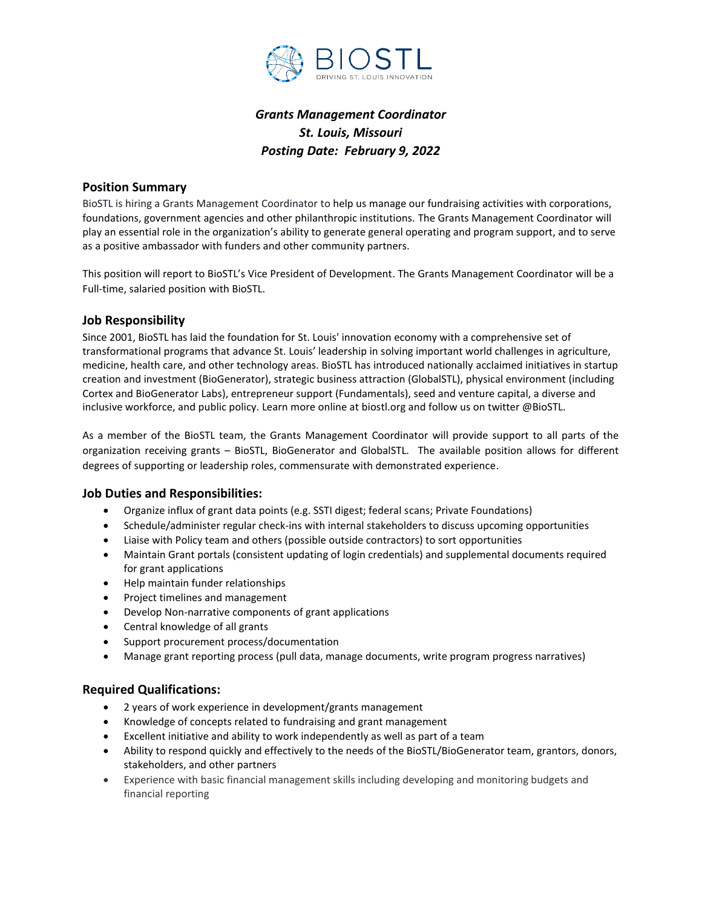BIOSTL
DRIVING ST. LOUIS INNOVATION

# *Grants Management Coordinator*
# *St. Louis, Missouri*
# *Posting Date: February 9, 2022*

## Position Summary

BioSTL is hiring a Grants Management Coordinator to help us manage our fundraising activities with corporations, foundations, government agencies and other philanthropic institutions. The Grants Management Coordinator will play an essential role in the organization's ability to generate general operating and program support, and to serve as a positive ambassador with funders and other community partners.

This position will report to BioSTL's Vice President of Development. The Grants Management Coordinator will be a Full-time, salaried position with BioSTL.

## Job Responsibility

Since 2001, BioSTL has laid the foundation for St. Louis' innovation economy with a comprehensive set of transformational programs that advance St. Louis' leadership in solving important world challenges in agriculture, medicine, health care, and other technology areas. BioSTL has introduced nationally acclaimed initiatives in startup creation and investment (BioGenerator), strategic business attraction (GlobalSTL), physical environment (including Cortex and BioGenerator Labs), entrepreneur support (Fundamentals), seed and venture capital, a diverse and inclusive workforce, and public policy. Learn more online at biostl.org and follow us on twitter @BioSTL.

As a member of the BioSTL team, the Grants Management Coordinator will provide support to all parts of the organization receiving grants – BioSTL, BioGenerator and GlobalSTL. The available position allows for different degrees of supporting or leadership roles, commensurate with demonstrated experience.

## Job Duties and Responsibilities:

- Organize influx of grant data points (e.g. SSTI digest; federal scans; Private Foundations)
- Schedule/administer regular check-ins with internal stakeholders to discuss upcoming opportunities
- Liaise with Policy team and others (possible outside contractors) to sort opportunities
- Maintain Grant portals (consistent updating of login credentials) and supplemental documents required for grant applications
- Help maintain funder relationships
- Project timelines and management
- Develop Non-narrative components of grant applications
- Central knowledge of all grants
- Support procurement process/documentation
- Manage grant reporting process (pull data, manage documents, write program progress narratives)

## Required Qualifications:

- 2 years of work experience in development/grants management
- Knowledge of concepts related to fundraising and grant management
- Excellent initiative and ability to work independently as well as part of a team
- Ability to respond quickly and effectively to the needs of the BioSTL/BioGenerator team, grantors, donors, stakeholders, and other partners
- Experience with basic financial management skills including developing and monitoring budgets and financial reporting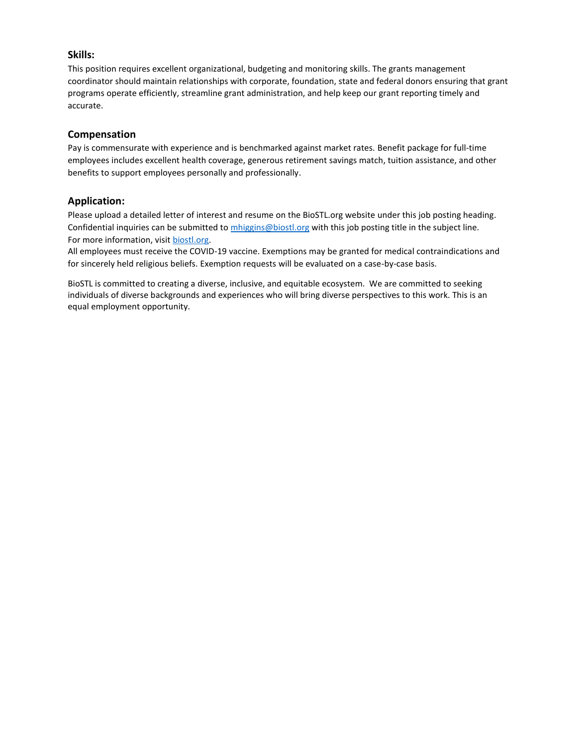### Skills:

This position requires excellent organizational, budgeting and monitoring skills. The grants management coordinator should maintain relationships with corporate, foundation, state and federal donors ensuring that grant programs operate efficiently, streamline grant administration, and help keep our grant reporting timely and accurate.

### Compensation

Pay is commensurate with experience and is benchmarked against market rates. Benefit package for full-time employees includes excellent health coverage, generous retirement savings match, tuition assistance, and other benefits to support employees personally and professionally.

### Application:

Please upload a detailed letter of interest and resume on the BioSTL.org website under this job posting heading. Confidential inquiries can be submitted to [mhiggins@biostl.org](mailto:mhiggins@biostl.org) with this job posting title in the subject line.
For more information, visit [biostl.org](https://biostl.org).
All employees must receive the COVID-19 vaccine. Exemptions may be granted for medical contraindications and for sincerely held religious beliefs. Exemption requests will be evaluated on a case-by-case basis.

BioSTL is committed to creating a diverse, inclusive, and equitable ecosystem. We are committed to seeking individuals of diverse backgrounds and experiences who will bring diverse perspectives to this work. This is an equal employment opportunity.